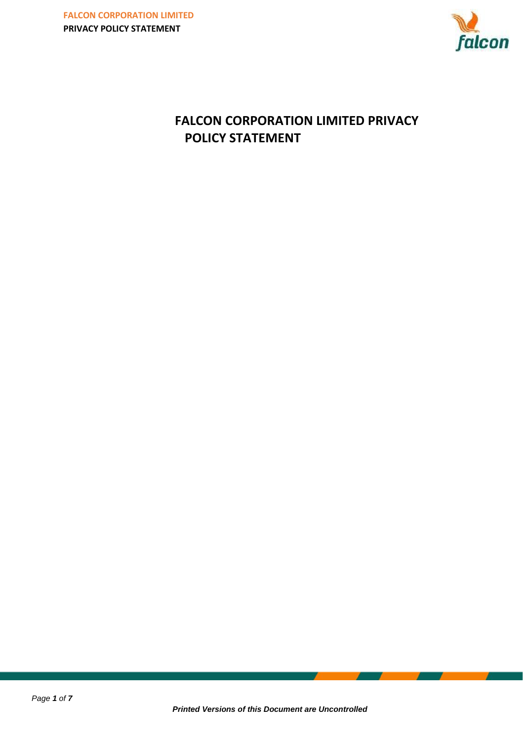# FALCON CORPORATION LIMITED PRIVACY POLICY STATEMENT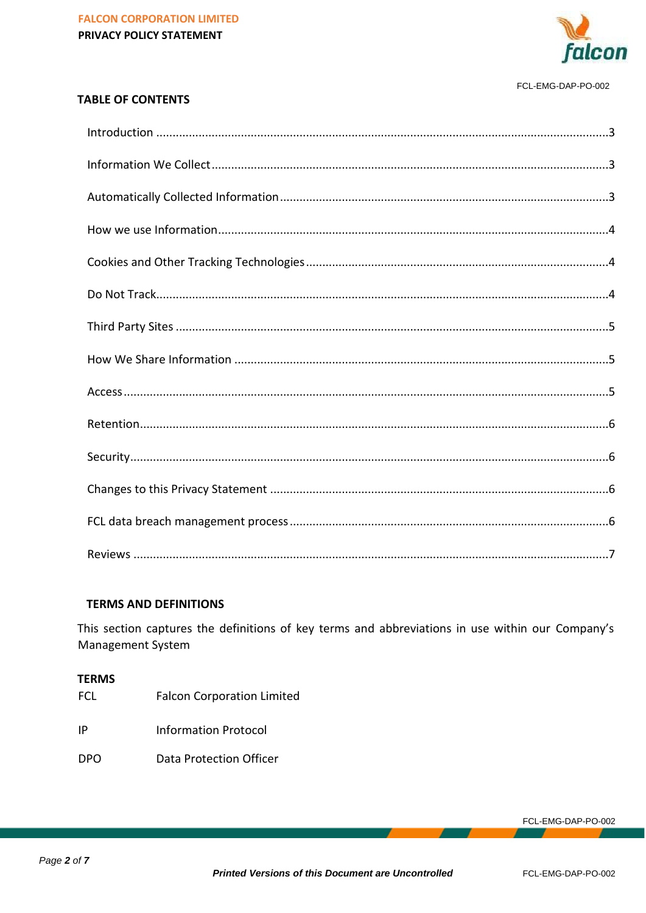## TABLE OF CONTENTS

| Section | Page |
|---|---|
| Introduction | 3 |
| Information We Collect | 3 |
| Automatically Collected Information | 3 |
| How we use Information | 4 |
| Cookies and Other Tracking Technologies | 4 |
| Do Not Track | 4 |
| Third Party Sites | 5 |
| How We Share Information | 5 |
| Access | 5 |
| Retention | 6 |
| Security | 6 |
| Changes to this Privacy Statement | 6 |
| FCL data breach management process | 6 |
| Reviews | 7 |

## TERMS AND DEFINITIONS

This section captures the definitions of key terms and abbreviations in use within our Company's Management System

**TERMS**

| | |
|---|---|
| FCL | Falcon Corporation Limited |
| IP | Information Protocol |
| DPO | Data Protection Officer |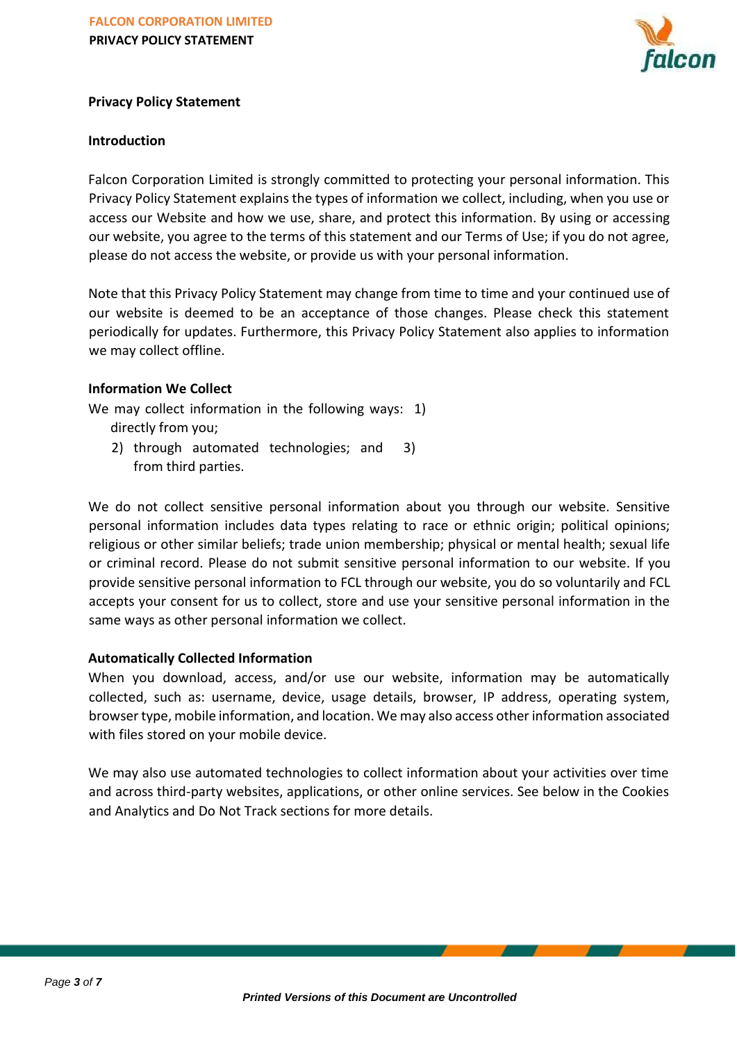**Privacy Policy Statement**

**Introduction**

Falcon Corporation Limited is strongly committed to protecting your personal information. This Privacy Policy Statement explains the types of information we collect, including, when you use or access our Website and how we use, share, and protect this information. By using or accessing our website, you agree to the terms of this statement and our Terms of Use; if you do not agree, please do not access the website, or provide us with your personal information.

Note that this Privacy Policy Statement may change from time to time and your continued use of our website is deemed to be an acceptance of those changes. Please check this statement periodically for updates. Furthermore, this Privacy Policy Statement also applies to information we may collect offline.

**Information We Collect**

We may collect information in the following ways:

1) directly from you;
2) through automated technologies; and
3) from third parties.

We do not collect sensitive personal information about you through our website. Sensitive personal information includes data types relating to race or ethnic origin; political opinions; religious or other similar beliefs; trade union membership; physical or mental health; sexual life or criminal record. Please do not submit sensitive personal information to our website. If you provide sensitive personal information to FCL through our website, you do so voluntarily and FCL accepts your consent for us to collect, store and use your sensitive personal information in the same ways as other personal information we collect.

**Automatically Collected Information**

When you download, access, and/or use our website, information may be automatically collected, such as: username, device, usage details, browser, IP address, operating system, browser type, mobile information, and location. We may also access other information associated with files stored on your mobile device.

We may also use automated technologies to collect information about your activities over time and across third-party websites, applications, or other online services. See below in the Cookies and Analytics and Do Not Track sections for more details.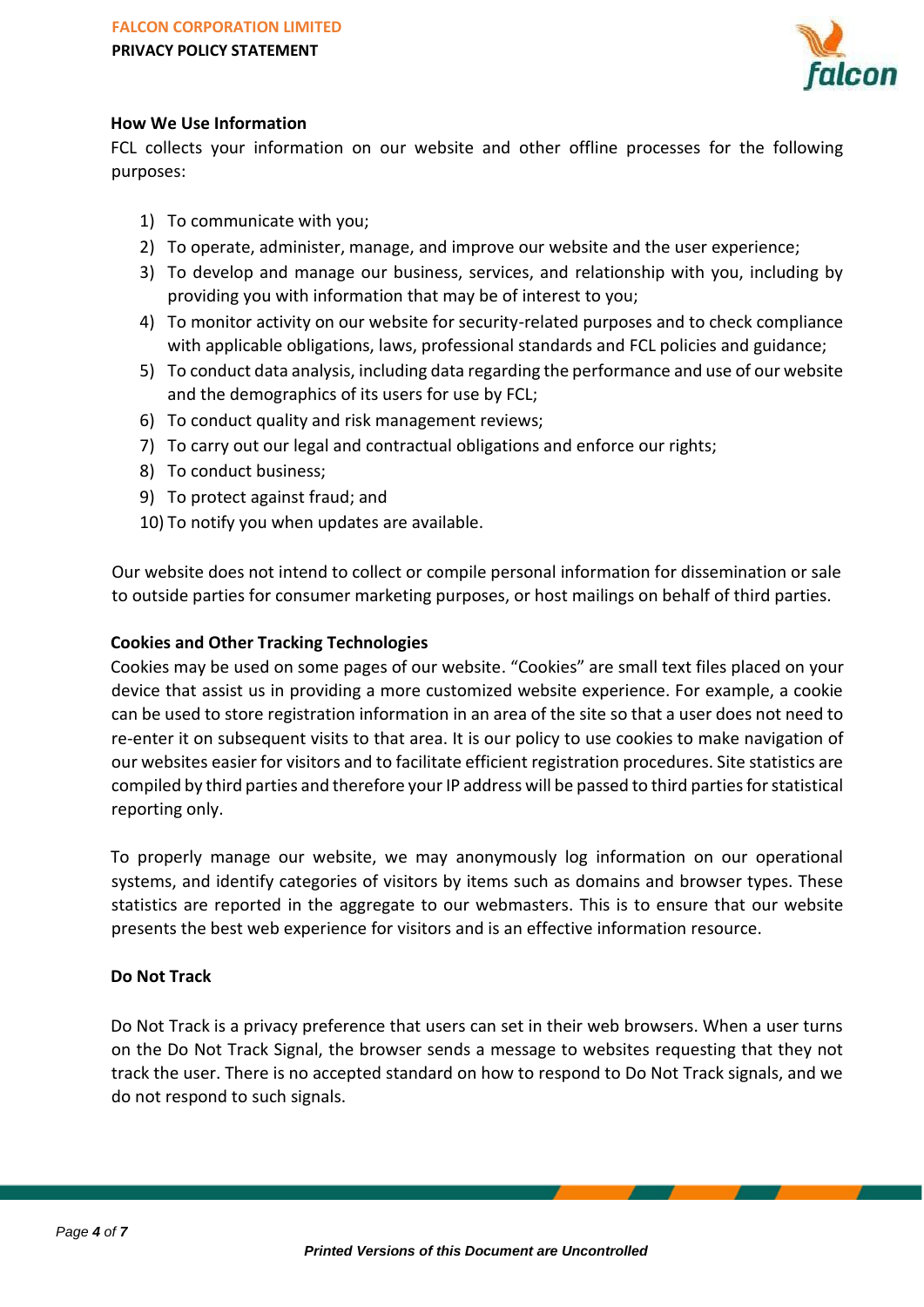## How We Use Information

FCL collects your information on our website and other offline processes for the following purposes:

1) To communicate with you;
2) To operate, administer, manage, and improve our website and the user experience;
3) To develop and manage our business, services, and relationship with you, including by providing you with information that may be of interest to you;
4) To monitor activity on our website for security-related purposes and to check compliance with applicable obligations, laws, professional standards and FCL policies and guidance;
5) To conduct data analysis, including data regarding the performance and use of our website and the demographics of its users for use by FCL;
6) To conduct quality and risk management reviews;
7) To carry out our legal and contractual obligations and enforce our rights;
8) To conduct business;
9) To protect against fraud; and
10) To notify you when updates are available.

Our website does not intend to collect or compile personal information for dissemination or sale to outside parties for consumer marketing purposes, or host mailings on behalf of third parties.

## Cookies and Other Tracking Technologies

Cookies may be used on some pages of our website. "Cookies" are small text files placed on your device that assist us in providing a more customized website experience. For example, a cookie can be used to store registration information in an area of the site so that a user does not need to re-enter it on subsequent visits to that area. It is our policy to use cookies to make navigation of our websites easier for visitors and to facilitate efficient registration procedures. Site statistics are compiled by third parties and therefore your IP address will be passed to third parties for statistical reporting only.

To properly manage our website, we may anonymously log information on our operational systems, and identify categories of visitors by items such as domains and browser types. These statistics are reported in the aggregate to our webmasters. This is to ensure that our website presents the best web experience for visitors and is an effective information resource.

## Do Not Track

Do Not Track is a privacy preference that users can set in their web browsers. When a user turns on the Do Not Track Signal, the browser sends a message to websites requesting that they not track the user. There is no accepted standard on how to respond to Do Not Track signals, and we do not respond to such signals.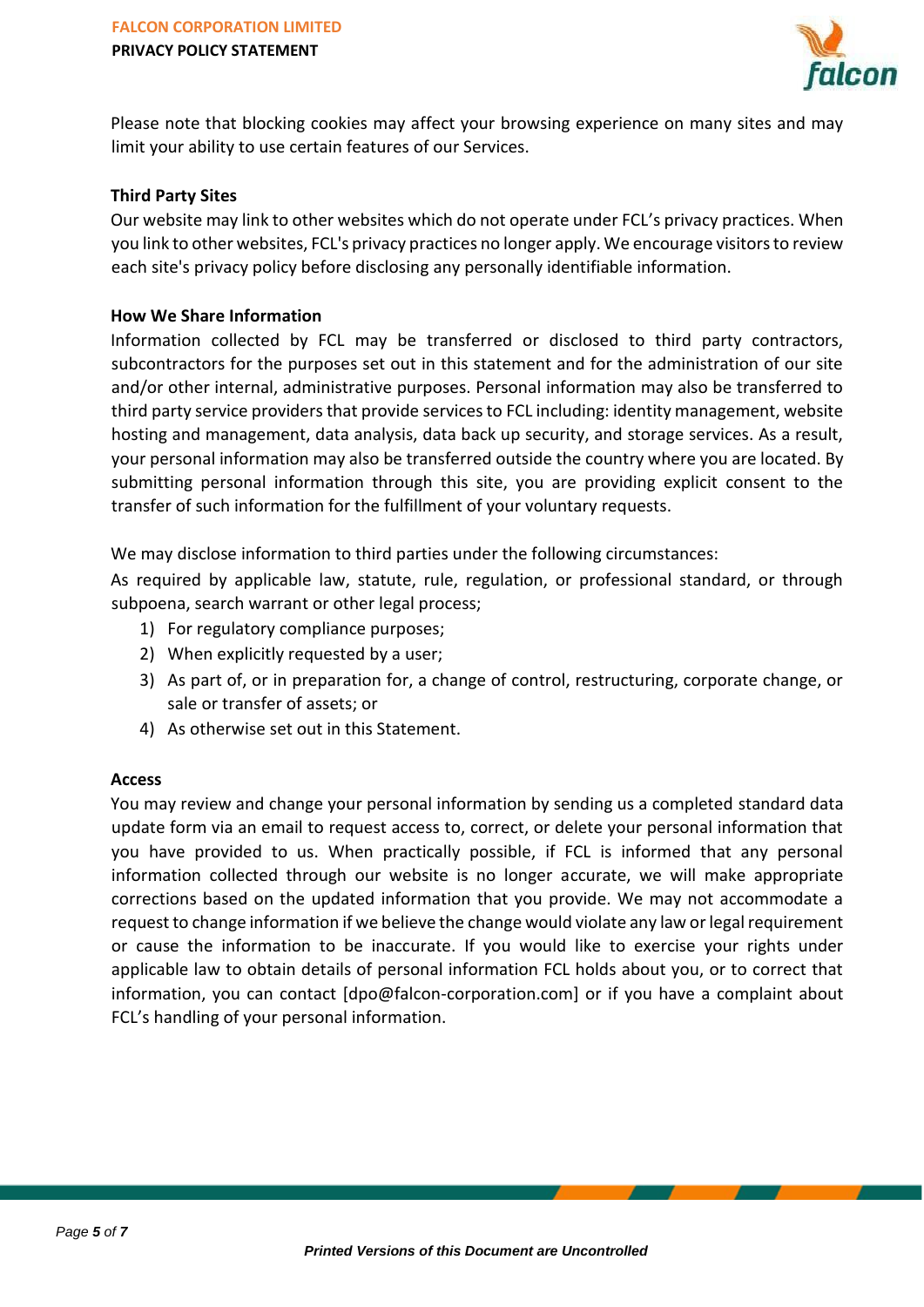Please note that blocking cookies may affect your browsing experience on many sites and may limit your ability to use certain features of our Services.

### Third Party Sites

Our website may link to other websites which do not operate under FCL's privacy practices. When you link to other websites, FCL's privacy practices no longer apply. We encourage visitors to review each site's privacy policy before disclosing any personally identifiable information.

### How We Share Information

Information collected by FCL may be transferred or disclosed to third party contractors, subcontractors for the purposes set out in this statement and for the administration of our site and/or other internal, administrative purposes. Personal information may also be transferred to third party service providers that provide services to FCL including: identity management, website hosting and management, data analysis, data back up security, and storage services. As a result, your personal information may also be transferred outside the country where you are located. By submitting personal information through this site, you are providing explicit consent to the transfer of such information for the fulfillment of your voluntary requests.

We may disclose information to third parties under the following circumstances:

As required by applicable law, statute, rule, regulation, or professional standard, or through subpoena, search warrant or other legal process;

1) For regulatory compliance purposes;
2) When explicitly requested by a user;
3) As part of, or in preparation for, a change of control, restructuring, corporate change, or sale or transfer of assets; or
4) As otherwise set out in this Statement.

### Access

You may review and change your personal information by sending us a completed standard data update form via an email to request access to, correct, or delete your personal information that you have provided to us. When practically possible, if FCL is informed that any personal information collected through our website is no longer accurate, we will make appropriate corrections based on the updated information that you provide. We may not accommodate a request to change information if we believe the change would violate any law or legal requirement or cause the information to be inaccurate. If you would like to exercise your rights under applicable law to obtain details of personal information FCL holds about you, or to correct that information, you can contact [dpo@falcon-corporation.com] or if you have a complaint about FCL's handling of your personal information.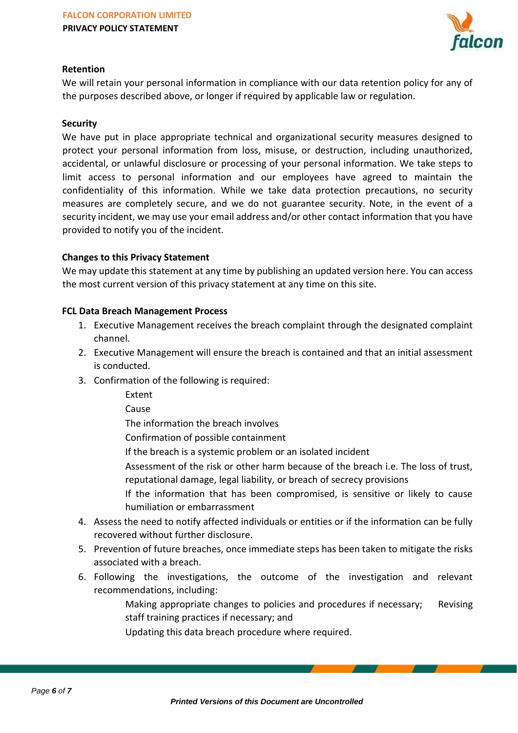**Retention**

We will retain your personal information in compliance with our data retention policy for any of the purposes described above, or longer if required by applicable law or regulation.

**Security**

We have put in place appropriate technical and organizational security measures designed to protect your personal information from loss, misuse, or destruction, including unauthorized, accidental, or unlawful disclosure or processing of your personal information. We take steps to limit access to personal information and our employees have agreed to maintain the confidentiality of this information. While we take data protection precautions, no security measures are completely secure, and we do not guarantee security. Note, in the event of a security incident, we may use your email address and/or other contact information that you have provided to notify you of the incident.

**Changes to this Privacy Statement**

We may update this statement at any time by publishing an updated version here. You can access the most current version of this privacy statement at any time on this site.

**FCL Data Breach Management Process**

1. Executive Management receives the breach complaint through the designated complaint channel.
2. Executive Management will ensure the breach is contained and that an initial assessment is conducted.
3. Confirmation of the following is required:
   - Extent
   - Cause
   - The information the breach involves
   - Confirmation of possible containment
   - If the breach is a systemic problem or an isolated incident
   - Assessment of the risk or other harm because of the breach i.e. The loss of trust, reputational damage, legal liability, or breach of secrecy provisions
   - If the information that has been compromised, is sensitive or likely to cause humiliation or embarrassment
4. Assess the need to notify affected individuals or entities or if the information can be fully recovered without further disclosure.
5. Prevention of future breaches, once immediate steps has been taken to mitigate the risks associated with a breach.
6. Following the investigations, the outcome of the investigation and relevant recommendations, including:
   - Making appropriate changes to policies and procedures if necessary;
   - Revising staff training practices if necessary; and
   - Updating this data breach procedure where required.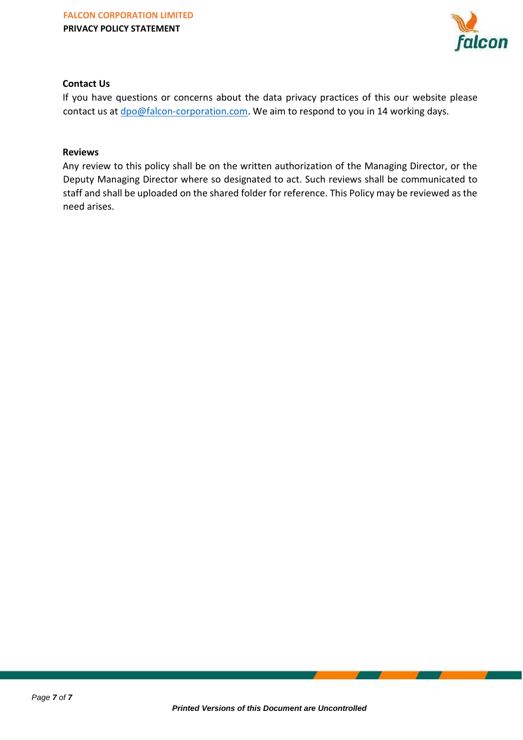## Contact Us

If you have questions or concerns about the data privacy practices of this our website please contact us at dpo@falcon-corporation.com. We aim to respond to you in 14 working days.

## Reviews

Any review to this policy shall be on the written authorization of the Managing Director, or the Deputy Managing Director where so designated to act. Such reviews shall be communicated to staff and shall be uploaded on the shared folder for reference. This Policy may be reviewed as the need arises.